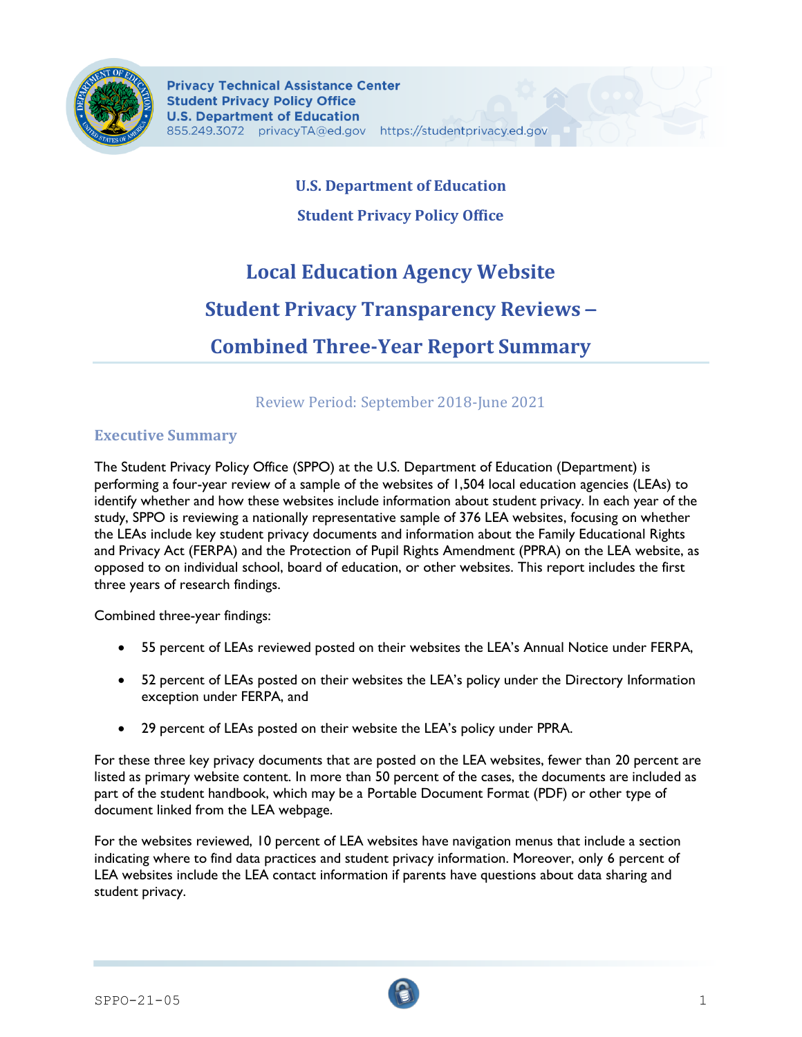Privacy Technical Assistance Center
Student Privacy Policy Office
U.S. Department of Education
855.249.3072 privacyTA@ed.gov https://studentprivacy.ed.gov

**U.S. Department of Education**

**Student Privacy Policy Office**

# Local Education Agency Website Student Privacy Transparency Reviews – Combined Three-Year Report Summary

Review Period: September 2018-June 2021

## Executive Summary

The Student Privacy Policy Office (SPPO) at the U.S. Department of Education (Department) is performing a four-year review of a sample of the websites of 1,504 local education agencies (LEAs) to identify whether and how these websites include information about student privacy. In each year of the study, SPPO is reviewing a nationally representative sample of 376 LEA websites, focusing on whether the LEAs include key student privacy documents and information about the Family Educational Rights and Privacy Act (FERPA) and the Protection of Pupil Rights Amendment (PPRA) on the LEA website, as opposed to on individual school, board of education, or other websites. This report includes the first three years of research findings.

Combined three-year findings:

- 55 percent of LEAs reviewed posted on their websites the LEA's Annual Notice under FERPA,
- 52 percent of LEAs posted on their websites the LEA's policy under the Directory Information exception under FERPA, and
- 29 percent of LEAs posted on their website the LEA's policy under PPRA.

For these three key privacy documents that are posted on the LEA websites, fewer than 20 percent are listed as primary website content. In more than 50 percent of the cases, the documents are included as part of the student handbook, which may be a Portable Document Format (PDF) or other type of document linked from the LEA webpage.

For the websites reviewed, 10 percent of LEA websites have navigation menus that include a section indicating where to find data practices and student privacy information. Moreover, only 6 percent of LEA websites include the LEA contact information if parents have questions about data sharing and student privacy.

SPPO-21-05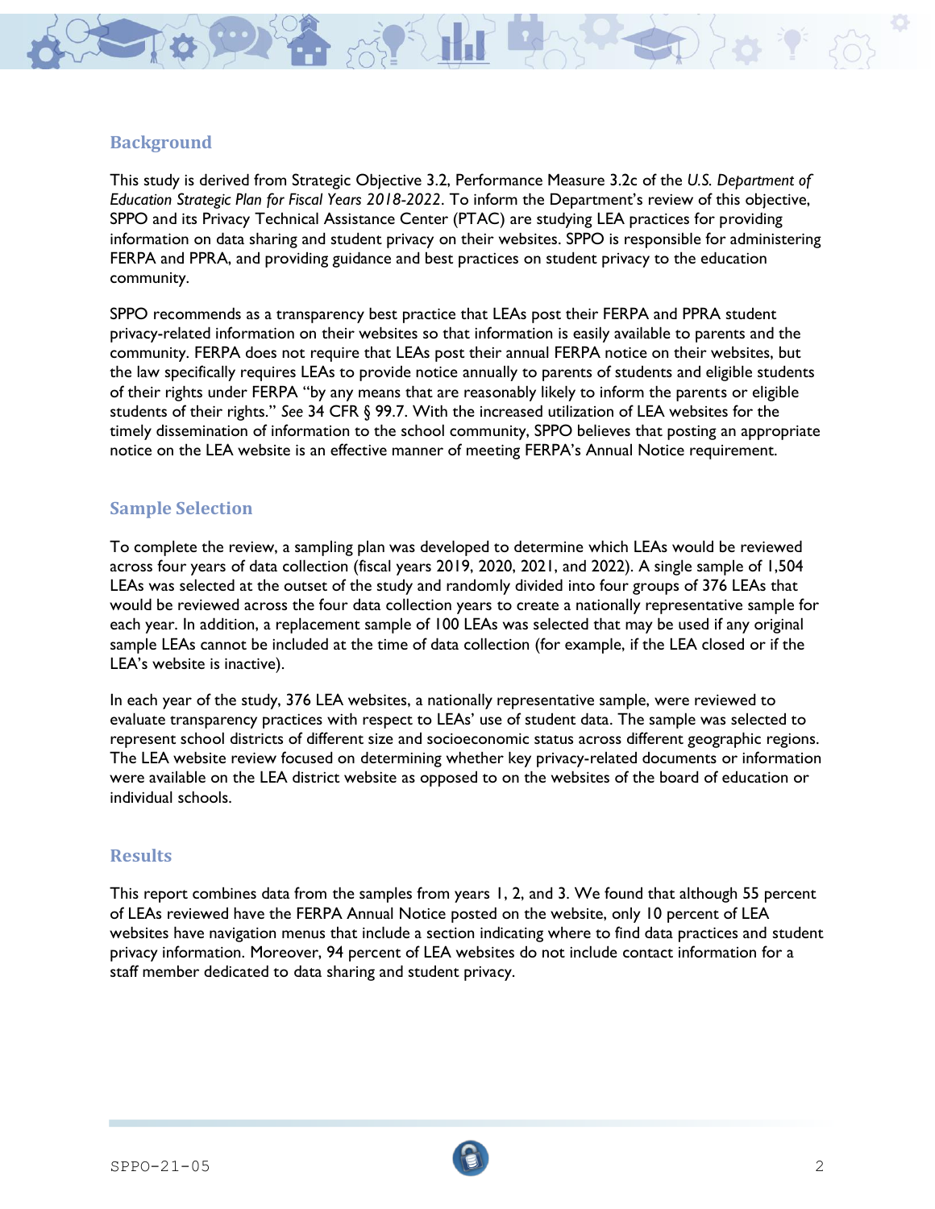## Background

This study is derived from Strategic Objective 3.2, Performance Measure 3.2c of the *U.S. Department of Education Strategic Plan for Fiscal Years 2018-2022*. To inform the Department's review of this objective, SPPO and its Privacy Technical Assistance Center (PTAC) are studying LEA practices for providing information on data sharing and student privacy on their websites. SPPO is responsible for administering FERPA and PPRA, and providing guidance and best practices on student privacy to the education community.

SPPO recommends as a transparency best practice that LEAs post their FERPA and PPRA student privacy-related information on their websites so that information is easily available to parents and the community. FERPA does not require that LEAs post their annual FERPA notice on their websites, but the law specifically requires LEAs to provide notice annually to parents of students and eligible students of their rights under FERPA "by any means that are reasonably likely to inform the parents or eligible students of their rights." *See* 34 CFR § 99.7. With the increased utilization of LEA websites for the timely dissemination of information to the school community, SPPO believes that posting an appropriate notice on the LEA website is an effective manner of meeting FERPA's Annual Notice requirement.

## Sample Selection

To complete the review, a sampling plan was developed to determine which LEAs would be reviewed across four years of data collection (fiscal years 2019, 2020, 2021, and 2022). A single sample of 1,504 LEAs was selected at the outset of the study and randomly divided into four groups of 376 LEAs that would be reviewed across the four data collection years to create a nationally representative sample for each year. In addition, a replacement sample of 100 LEAs was selected that may be used if any original sample LEAs cannot be included at the time of data collection (for example, if the LEA closed or if the LEA's website is inactive).

In each year of the study, 376 LEA websites, a nationally representative sample, were reviewed to evaluate transparency practices with respect to LEAs' use of student data. The sample was selected to represent school districts of different size and socioeconomic status across different geographic regions. The LEA website review focused on determining whether key privacy-related documents or information were available on the LEA district website as opposed to on the websites of the board of education or individual schools.

## Results

This report combines data from the samples from years 1, 2, and 3. We found that although 55 percent of LEAs reviewed have the FERPA Annual Notice posted on the website, only 10 percent of LEA websites have navigation menus that include a section indicating where to find data practices and student privacy information. Moreover, 94 percent of LEA websites do not include contact information for a staff member dedicated to data sharing and student privacy.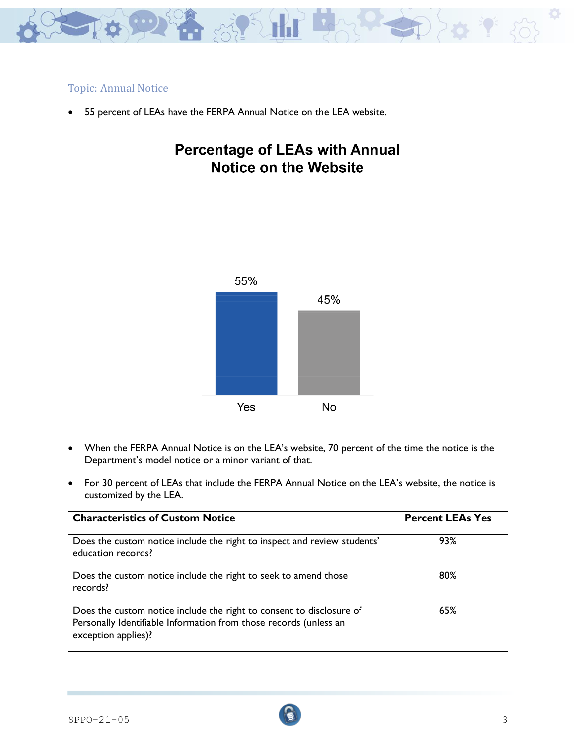### Topic: Annual Notice

- 55 percent of LEAs have the FERPA Annual Notice on the LEA website.

**Percentage of LEAs with Annual Notice on the Website**

| | Percentage |
|---|---|
| Yes | 55% |
| No | 45% |

- When the FERPA Annual Notice is on the LEA's website, 70 percent of the time the notice is the Department's model notice or a minor variant of that.
- For 30 percent of LEAs that include the FERPA Annual Notice on the LEA's website, the notice is customized by the LEA.

| Characteristics of Custom Notice | Percent LEAs Yes |
|---|---|
| Does the custom notice include the right to inspect and review students' education records? | 93% |
| Does the custom notice include the right to seek to amend those records? | 80% |
| Does the custom notice include the right to consent to disclosure of Personally Identifiable Information from those records (unless an exception applies)? | 65% |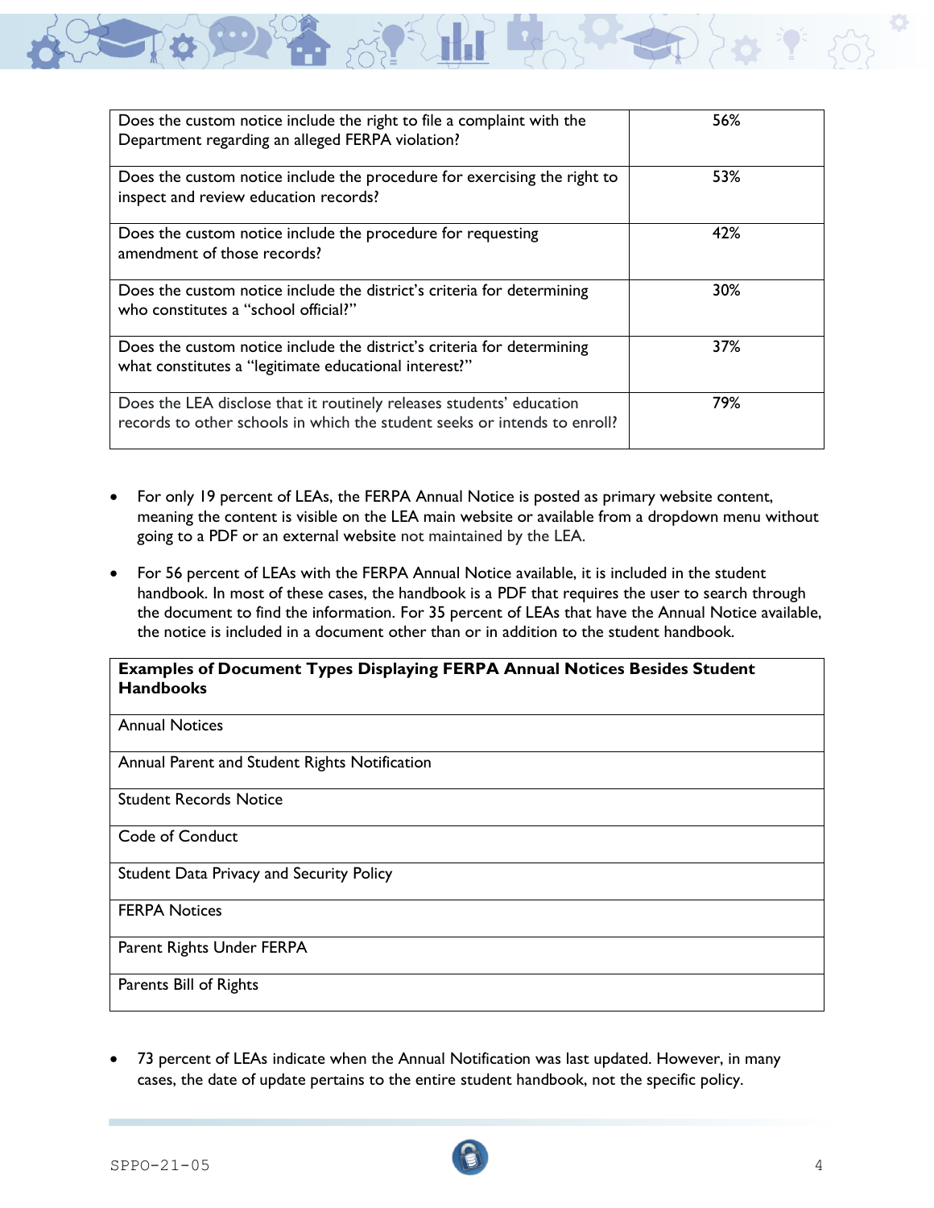| | |
|---|---|
| Does the custom notice include the right to file a complaint with the Department regarding an alleged FERPA violation? | 56% |
| Does the custom notice include the procedure for exercising the right to inspect and review education records? | 53% |
| Does the custom notice include the procedure for requesting amendment of those records? | 42% |
| Does the custom notice include the district's criteria for determining who constitutes a "school official?" | 30% |
| Does the custom notice include the district's criteria for determining what constitutes a "legitimate educational interest?" | 37% |
| Does the LEA disclose that it routinely releases students' education records to other schools in which the student seeks or intends to enroll? | 79% |

- For only 19 percent of LEAs, the FERPA Annual Notice is posted as primary website content, meaning the content is visible on the LEA main website or available from a dropdown menu without going to a PDF or an external website not maintained by the LEA.
- For 56 percent of LEAs with the FERPA Annual Notice available, it is included in the student handbook. In most of these cases, the handbook is a PDF that requires the user to search through the document to find the information. For 35 percent of LEAs that have the Annual Notice available, the notice is included in a document other than or in addition to the student handbook.

| **Examples of Document Types Displaying FERPA Annual Notices Besides Student Handbooks** |
|---|
| Annual Notices |
| Annual Parent and Student Rights Notification |
| Student Records Notice |
| Code of Conduct |
| Student Data Privacy and Security Policy |
| FERPA Notices |
| Parent Rights Under FERPA |
| Parents Bill of Rights |

- 73 percent of LEAs indicate when the Annual Notification was last updated. However, in many cases, the date of update pertains to the entire student handbook, not the specific policy.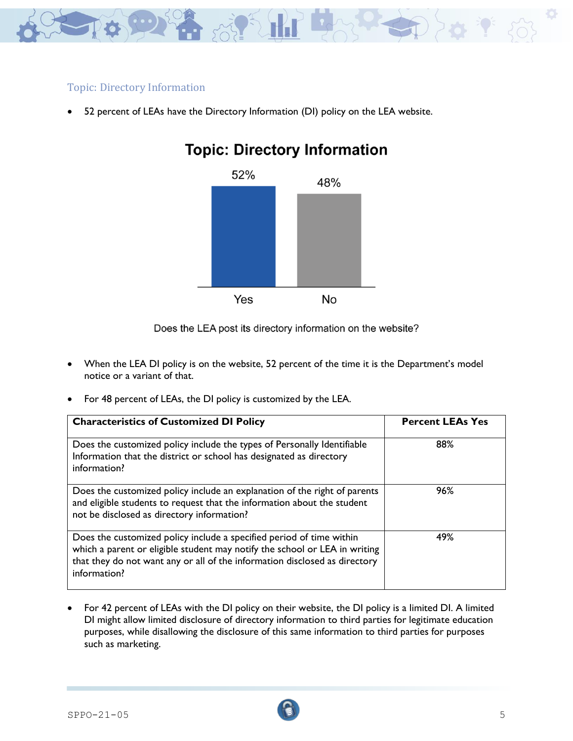### Topic: Directory Information

- 52 percent of LEAs have the Directory Information (DI) policy on the LEA website.

**Topic: Directory Information**

| Yes | No |
|---|---|
| 52% | 48% |

Does the LEA post its directory information on the website?

- When the LEA DI policy is on the website, 52 percent of the time it is the Department's model notice or a variant of that.
- For 48 percent of LEAs, the DI policy is customized by the LEA.

| Characteristics of Customized DI Policy | Percent LEAs Yes |
|---|---|
| Does the customized policy include the types of Personally Identifiable Information that the district or school has designated as directory information? | 88% |
| Does the customized policy include an explanation of the right of parents and eligible students to request that the information about the student not be disclosed as directory information? | 96% |
| Does the customized policy include a specified period of time within which a parent or eligible student may notify the school or LEA in writing that they do not want any or all of the information disclosed as directory information? | 49% |

- For 42 percent of LEAs with the DI policy on their website, the DI policy is a limited DI. A limited DI might allow limited disclosure of directory information to third parties for legitimate education purposes, while disallowing the disclosure of this same information to third parties for purposes such as marketing.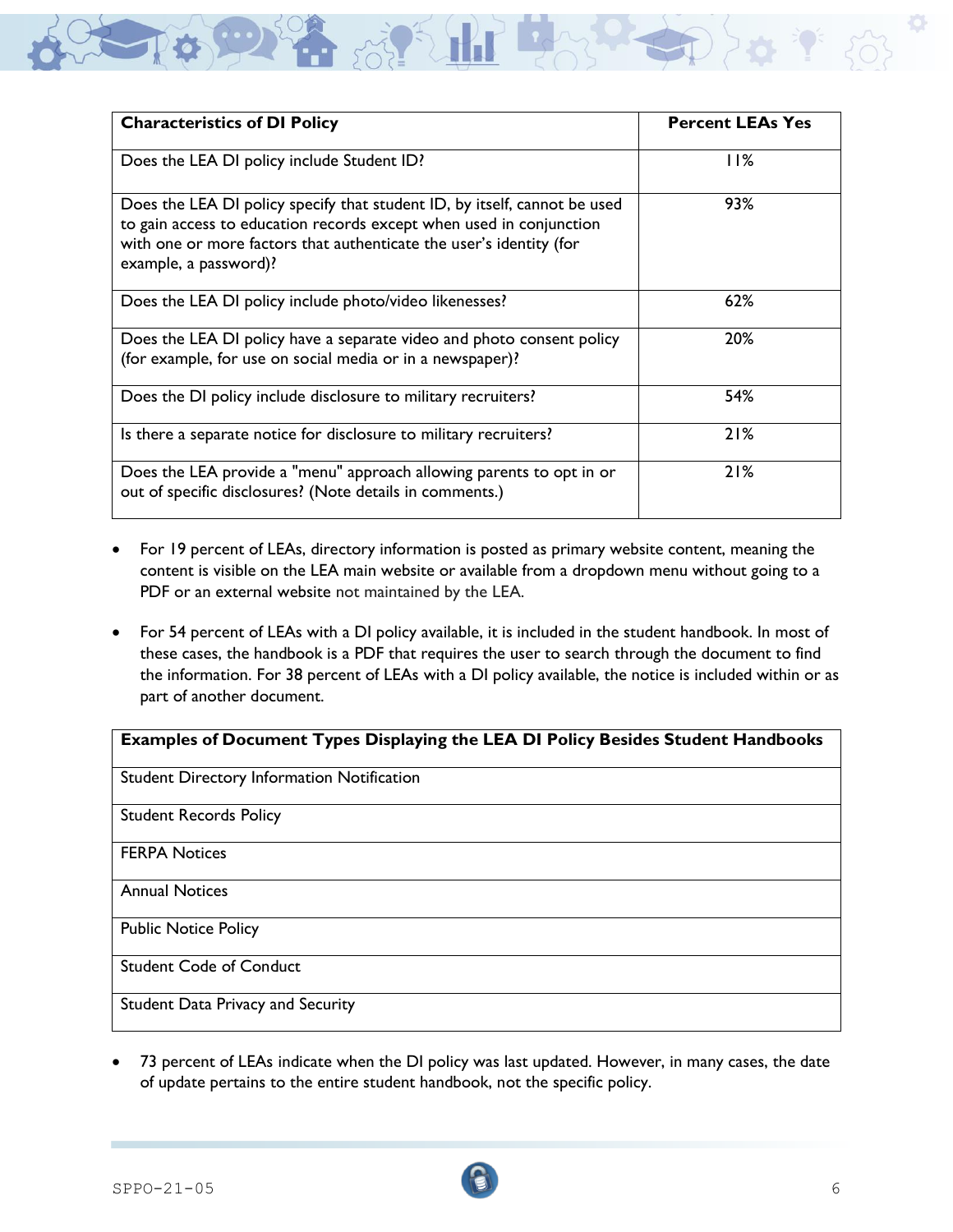| Characteristics of DI Policy | Percent LEAs Yes |
| --- | --- |
| Does the LEA DI policy include Student ID? | 11% |
| Does the LEA DI policy specify that student ID, by itself, cannot be used to gain access to education records except when used in conjunction with one or more factors that authenticate the user's identity (for example, a password)? | 93% |
| Does the LEA DI policy include photo/video likenesses? | 62% |
| Does the LEA DI policy have a separate video and photo consent policy (for example, for use on social media or in a newspaper)? | 20% |
| Does the DI policy include disclosure to military recruiters? | 54% |
| Is there a separate notice for disclosure to military recruiters? | 21% |
| Does the LEA provide a "menu" approach allowing parents to opt in or out of specific disclosures? (Note details in comments.) | 21% |

- For 19 percent of LEAs, directory information is posted as primary website content, meaning the content is visible on the LEA main website or available from a dropdown menu without going to a PDF or an external website not maintained by the LEA.

- For 54 percent of LEAs with a DI policy available, it is included in the student handbook. In most of these cases, the handbook is a PDF that requires the user to search through the document to find the information. For 38 percent of LEAs with a DI policy available, the notice is included within or as part of another document.

| Examples of Document Types Displaying the LEA DI Policy Besides Student Handbooks |
| --- |
| Student Directory Information Notification |
| Student Records Policy |
| FERPA Notices |
| Annual Notices |
| Public Notice Policy |
| Student Code of Conduct |
| Student Data Privacy and Security |

- 73 percent of LEAs indicate when the DI policy was last updated. However, in many cases, the date of update pertains to the entire student handbook, not the specific policy.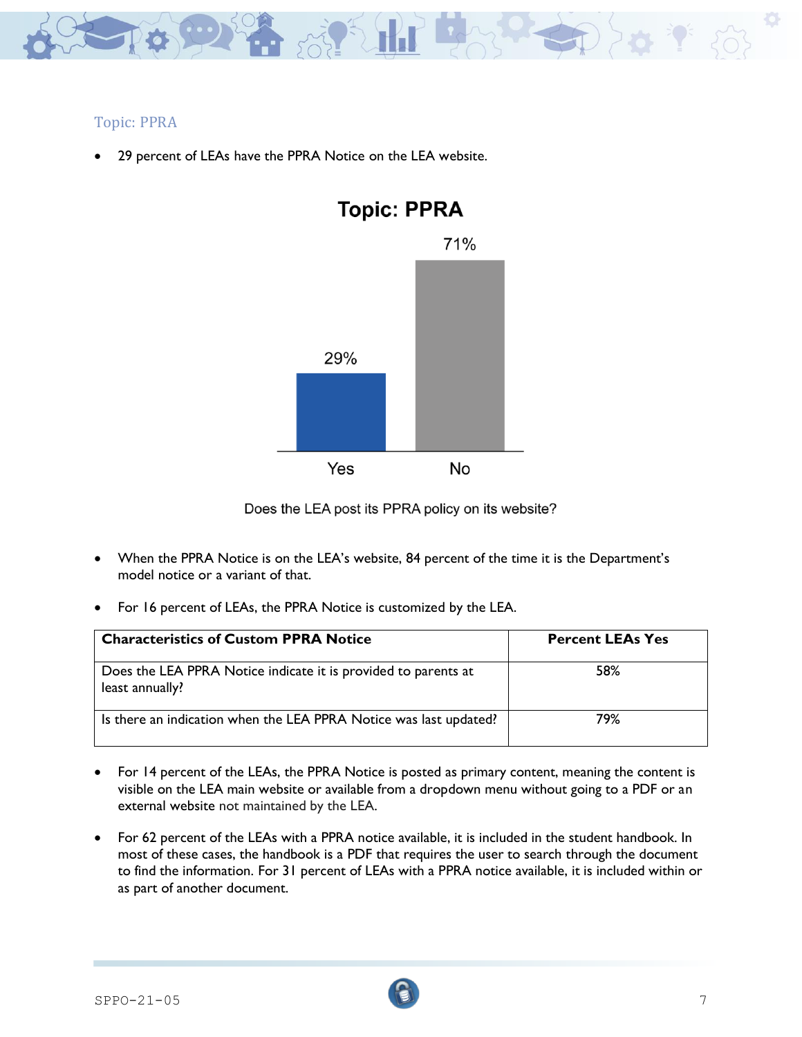## Topic: PPRA

- 29 percent of LEAs have the PPRA Notice on the LEA website.

**Topic: PPRA**

| | Yes | No |
|---|---|---|
| Percent | 29% | 71% |

Does the LEA post its PPRA policy on its website?

- When the PPRA Notice is on the LEA's website, 84 percent of the time it is the Department's model notice or a variant of that.

- For 16 percent of LEAs, the PPRA Notice is customized by the LEA.

| Characteristics of Custom PPRA Notice | Percent LEAs Yes |
|---|---|
| Does the LEA PPRA Notice indicate it is provided to parents at least annually? | 58% |
| Is there an indication when the LEA PPRA Notice was last updated? | 79% |

- For 14 percent of the LEAs, the PPRA Notice is posted as primary content, meaning the content is visible on the LEA main website or available from a dropdown menu without going to a PDF or an external website not maintained by the LEA.

- For 62 percent of the LEAs with a PPRA notice available, it is included in the student handbook. In most of these cases, the handbook is a PDF that requires the user to search through the document to find the information. For 31 percent of LEAs with a PPRA notice available, it is included within or as part of another document.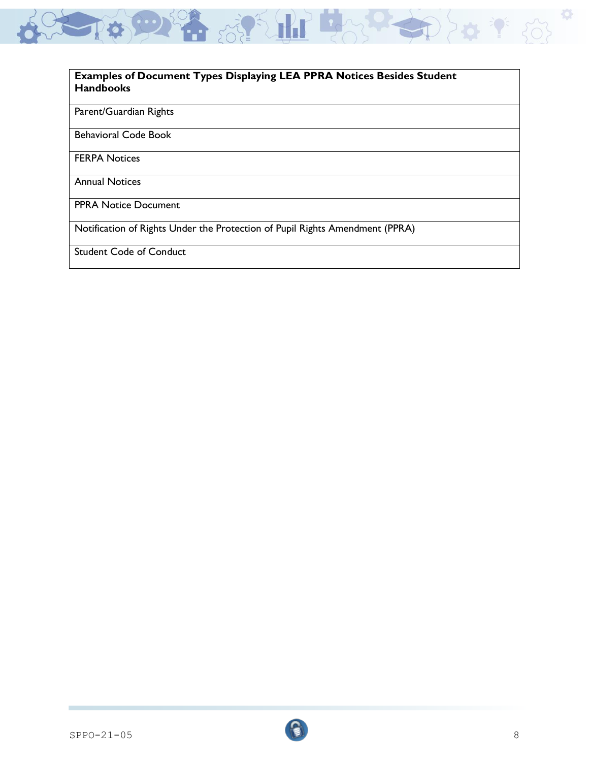| Examples of Document Types Displaying LEA PPRA Notices Besides Student Handbooks |
|---|
| Parent/Guardian Rights |
| Behavioral Code Book |
| FERPA Notices |
| Annual Notices |
| PPRA Notice Document |
| Notification of Rights Under the Protection of Pupil Rights Amendment (PPRA) |
| Student Code of Conduct |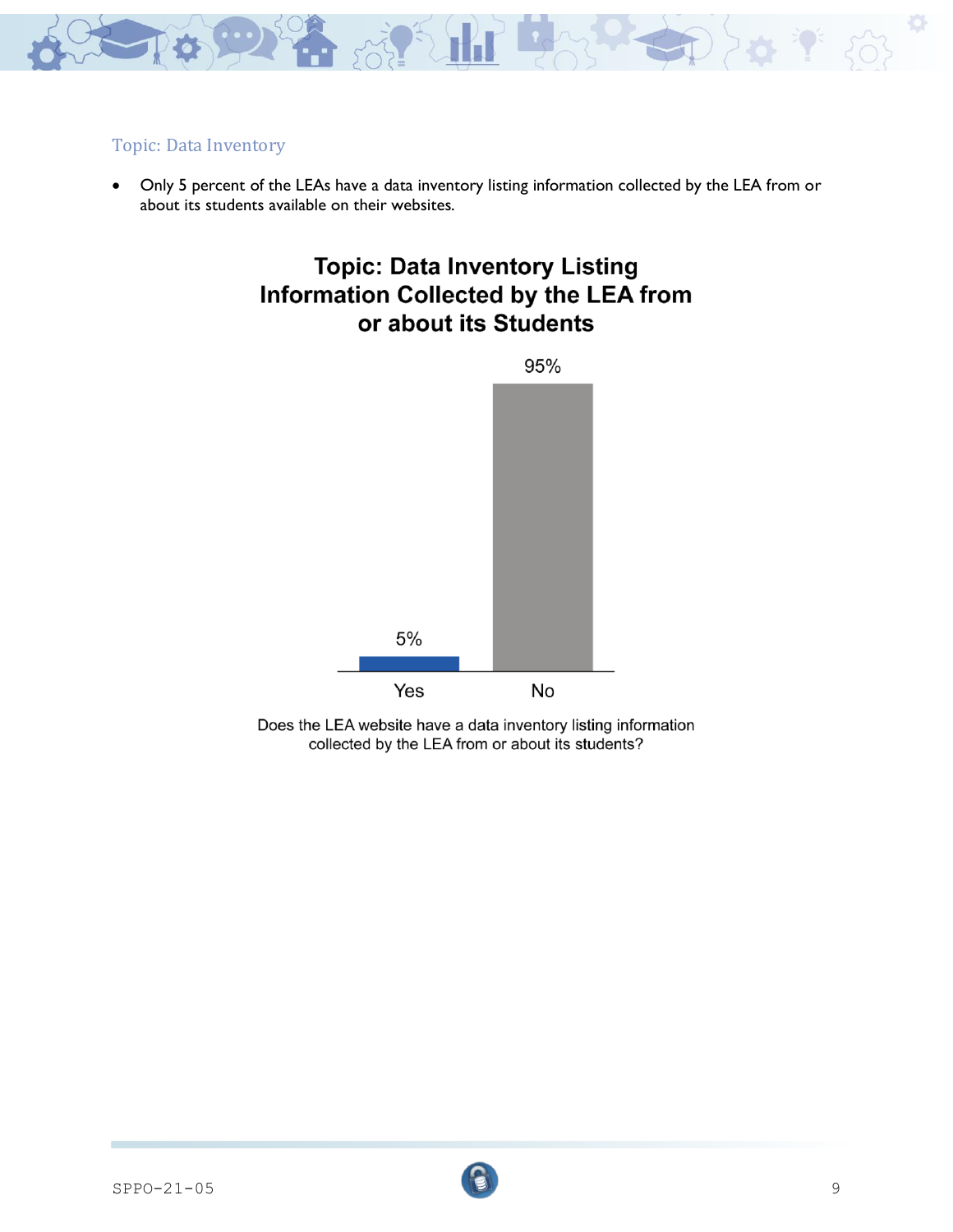## Topic: Data Inventory

- Only 5 percent of the LEAs have a data inventory listing information collected by the LEA from or about its students available on their websites.

**Topic: Data Inventory Listing Information Collected by the LEA from or about its Students**

| Yes | No |
| --- | --- |
| 5% | 95% |

Does the LEA website have a data inventory listing information collected by the LEA from or about its students?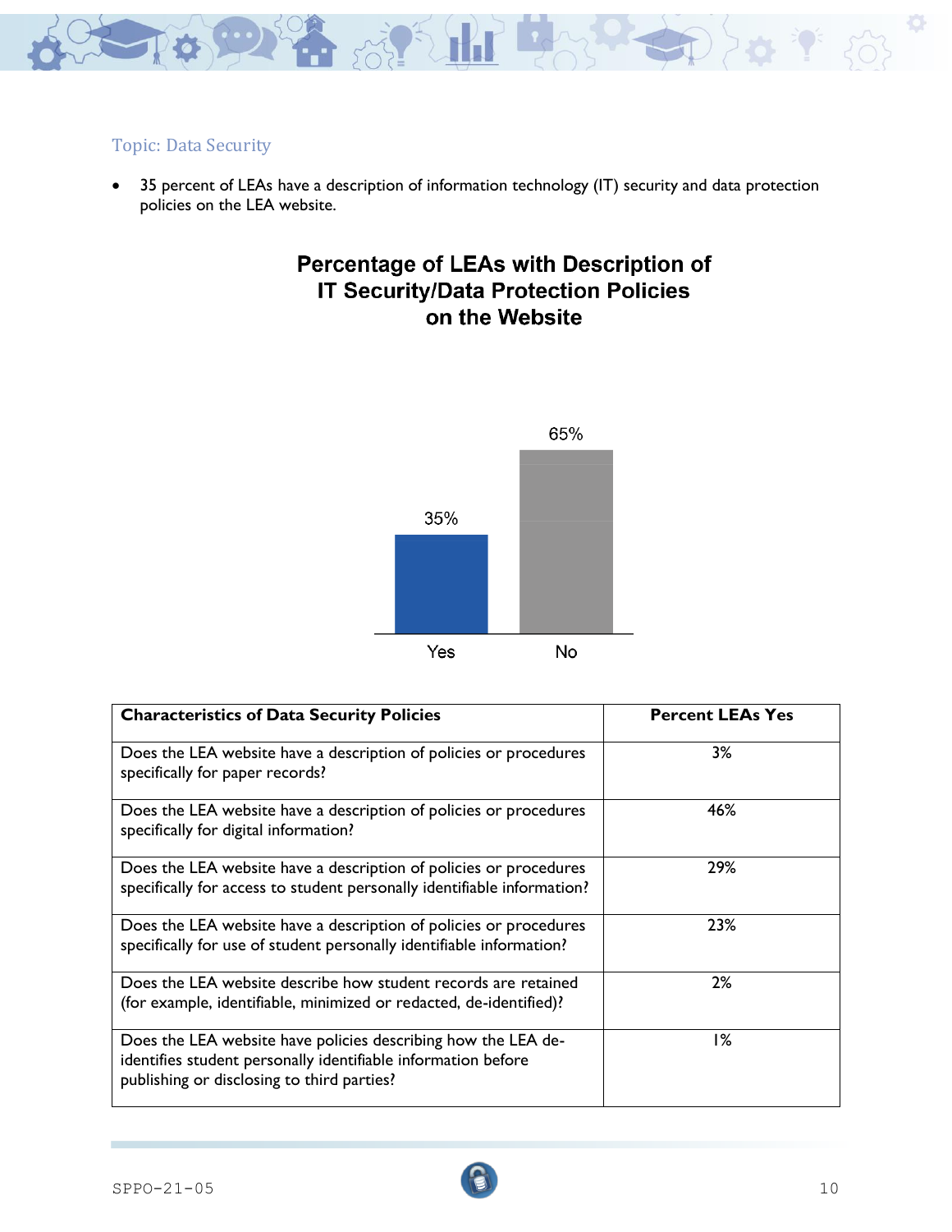## Topic: Data Security

- 35 percent of LEAs have a description of information technology (IT) security and data protection policies on the LEA website.

**Percentage of LEAs with Description of IT Security/Data Protection Policies on the Website**

| Response | Percent |
|---|---|
| Yes | 35% |
| No | 65% |

| Characteristics of Data Security Policies | Percent LEAs Yes |
|---|---|
| Does the LEA website have a description of policies or procedures specifically for paper records? | 3% |
| Does the LEA website have a description of policies or procedures specifically for digital information? | 46% |
| Does the LEA website have a description of policies or procedures specifically for access to student personally identifiable information? | 29% |
| Does the LEA website have a description of policies or procedures specifically for use of student personally identifiable information? | 23% |
| Does the LEA website describe how student records are retained (for example, identifiable, minimized or redacted, de-identified)? | 2% |
| Does the LEA website have policies describing how the LEA de-identifies student personally identifiable information before publishing or disclosing to third parties? | 1% |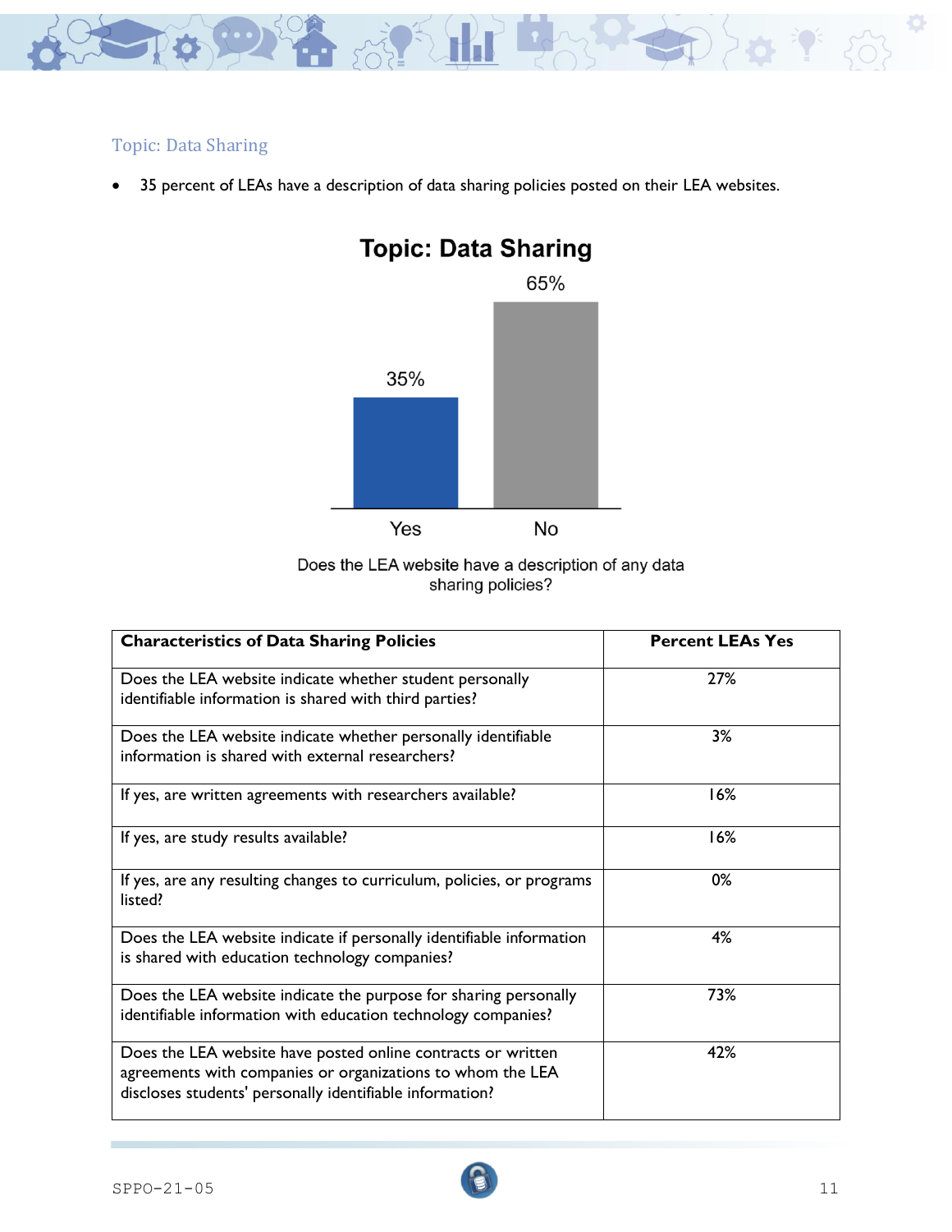## Topic: Data Sharing

- 35 percent of LEAs have a description of data sharing policies posted on their LEA websites.

**Topic: Data Sharing**

| Yes | No |
|---|---|
| 35% | 65% |

Does the LEA website have a description of any data sharing policies?

| Characteristics of Data Sharing Policies | Percent LEAs Yes |
|---|---|
| Does the LEA website indicate whether student personally identifiable information is shared with third parties? | 27% |
| Does the LEA website indicate whether personally identifiable information is shared with external researchers? | 3% |
| If yes, are written agreements with researchers available? | 16% |
| If yes, are study results available? | 16% |
| If yes, are any resulting changes to curriculum, policies, or programs listed? | 0% |
| Does the LEA website indicate if personally identifiable information is shared with education technology companies? | 4% |
| Does the LEA website indicate the purpose for sharing personally identifiable information with education technology companies? | 73% |
| Does the LEA website have posted online contracts or written agreements with companies or organizations to whom the LEA discloses students' personally identifiable information? | 42% |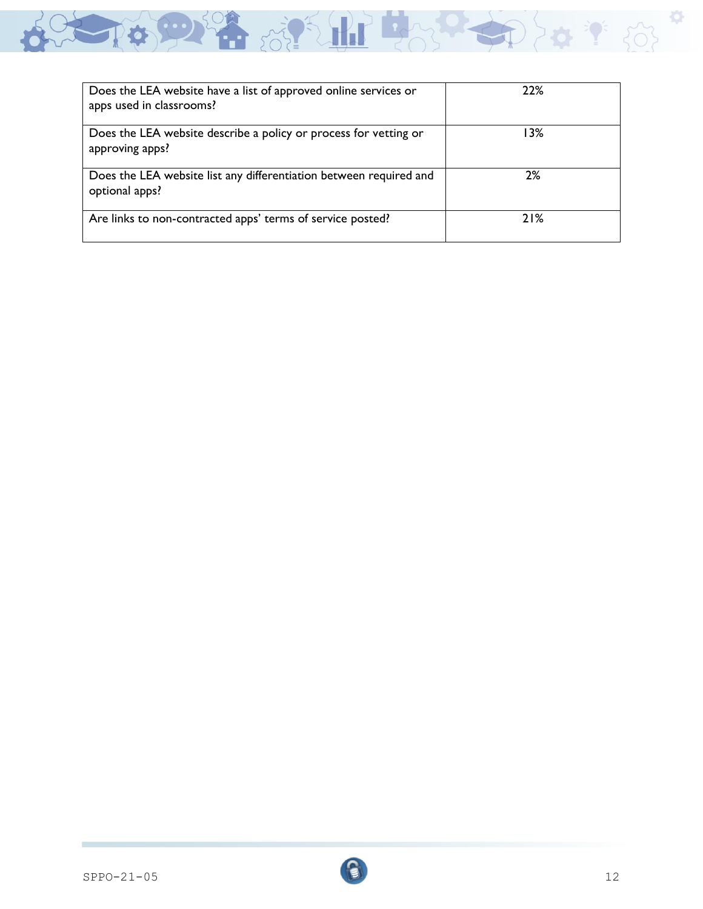| | |
|---|---|
| Does the LEA website have a list of approved online services or apps used in classrooms? | 22% |
| Does the LEA website describe a policy or process for vetting or approving apps? | 13% |
| Does the LEA website list any differentiation between required and optional apps? | 2% |
| Are links to non-contracted apps' terms of service posted? | 21% |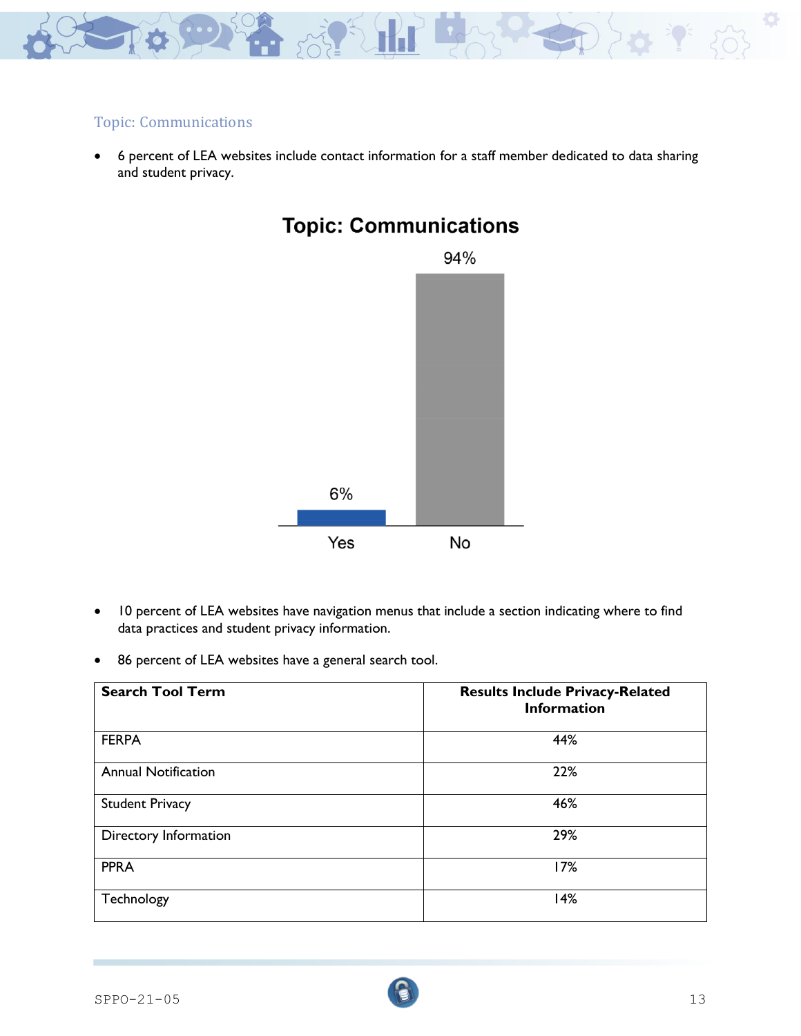## Topic: Communications

- 6 percent of LEA websites include contact information for a staff member dedicated to data sharing and student privacy.

**Topic: Communications**

| | Yes | No |
|---|---|---|
| | 6% | 94% |

- 10 percent of LEA websites have navigation menus that include a section indicating where to find data practices and student privacy information.
- 86 percent of LEA websites have a general search tool.

| Search Tool Term | Results Include Privacy-Related Information |
|---|---|
| FERPA | 44% |
| Annual Notification | 22% |
| Student Privacy | 46% |
| Directory Information | 29% |
| PPRA | 17% |
| Technology | 14% |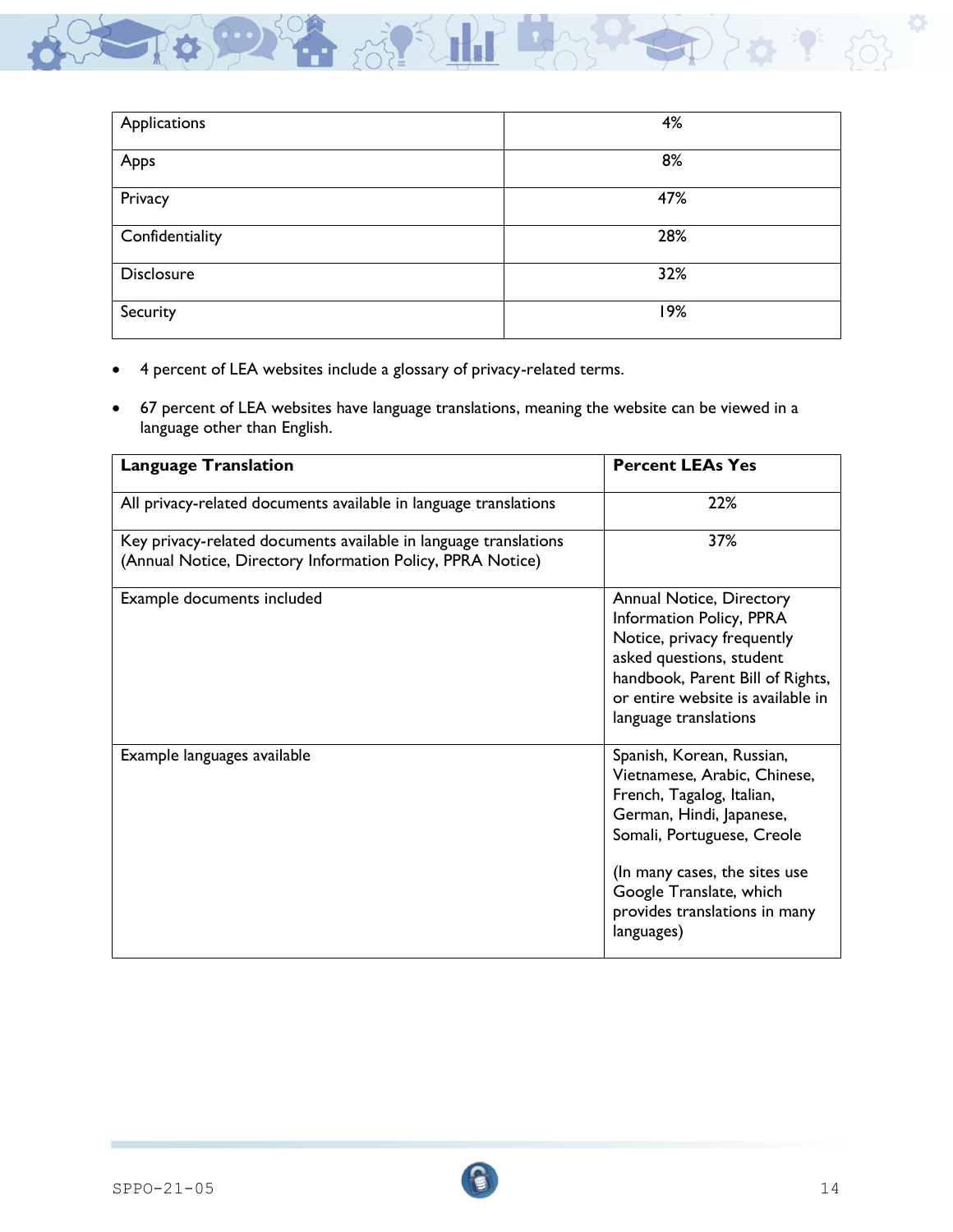| | |
|---|---|
| Applications | 4% |
| Apps | 8% |
| Privacy | 47% |
| Confidentiality | 28% |
| Disclosure | 32% |
| Security | 19% |

- 4 percent of LEA websites include a glossary of privacy-related terms.
- 67 percent of LEA websites have language translations, meaning the website can be viewed in a language other than English.

| Language Translation | Percent LEAs Yes |
|---|---|
| All privacy-related documents available in language translations | 22% |
| Key privacy-related documents available in language translations (Annual Notice, Directory Information Policy, PPRA Notice) | 37% |
| Example documents included | Annual Notice, Directory Information Policy, PPRA Notice, privacy frequently asked questions, student handbook, Parent Bill of Rights, or entire website is available in language translations |
| Example languages available | Spanish, Korean, Russian, Vietnamese, Arabic, Chinese, French, Tagalog, Italian, German, Hindi, Japanese, Somali, Portuguese, Creole<br><br>(In many cases, the sites use Google Translate, which provides translations in many languages) |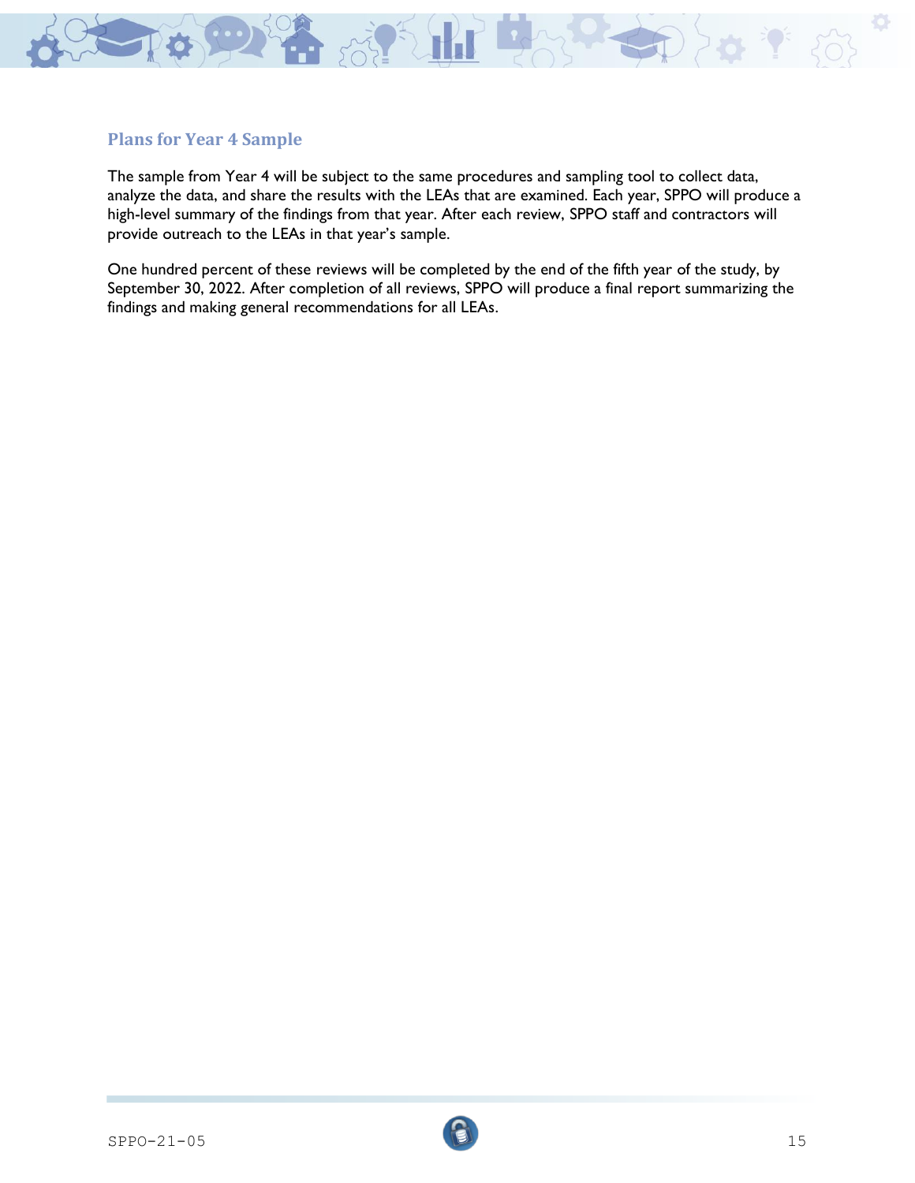### Plans for Year 4 Sample

The sample from Year 4 will be subject to the same procedures and sampling tool to collect data, analyze the data, and share the results with the LEAs that are examined. Each year, SPPO will produce a high-level summary of the findings from that year. After each review, SPPO staff and contractors will provide outreach to the LEAs in that year's sample.

One hundred percent of these reviews will be completed by the end of the fifth year of the study, by September 30, 2022. After completion of all reviews, SPPO will produce a final report summarizing the findings and making general recommendations for all LEAs.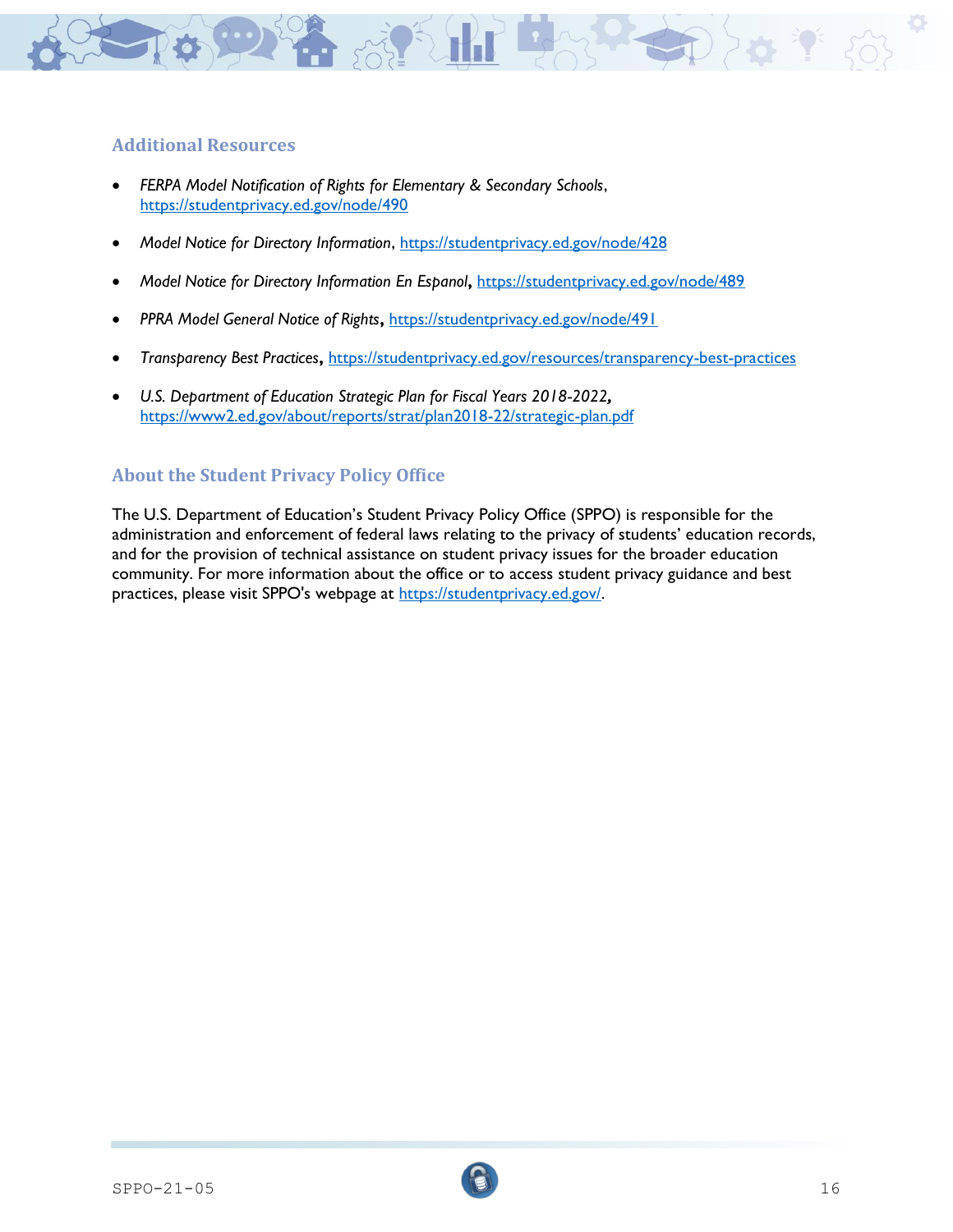## Additional Resources

- *FERPA Model Notification of Rights for Elementary & Secondary Schools*, https://studentprivacy.ed.gov/node/490
- *Model Notice for Directory Information*, https://studentprivacy.ed.gov/node/428
- *Model Notice for Directory Information En Espanol*, https://studentprivacy.ed.gov/node/489
- *PPRA Model General Notice of Rights*, https://studentprivacy.ed.gov/node/491
- *Transparency Best Practices*, https://studentprivacy.ed.gov/resources/transparency-best-practices
- *U.S. Department of Education Strategic Plan for Fiscal Years 2018-2022*, https://www2.ed.gov/about/reports/strat/plan2018-22/strategic-plan.pdf

## About the Student Privacy Policy Office

The U.S. Department of Education's Student Privacy Policy Office (SPPO) is responsible for the administration and enforcement of federal laws relating to the privacy of students' education records, and for the provision of technical assistance on student privacy issues for the broader education community. For more information about the office or to access student privacy guidance and best practices, please visit SPPO's webpage at https://studentprivacy.ed.gov/.